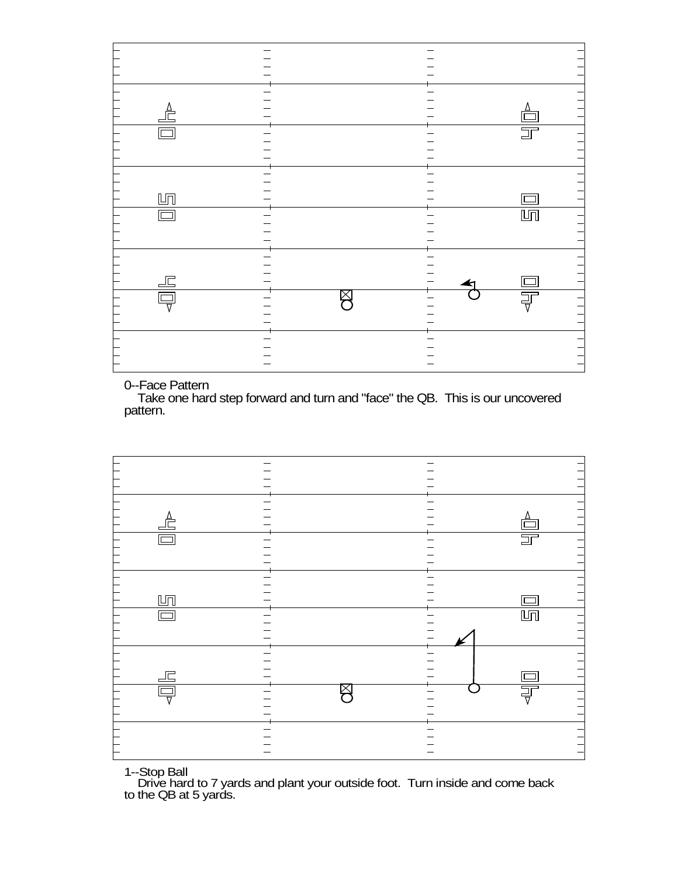0--Face Pattern

Take one hard step forward and turn and "face" the QB. This is our uncovered pattern.

1--Stop Ball

Drive hard to 7 yards and plant your outside foot. Turn inside and come back to the QB at 5 yards.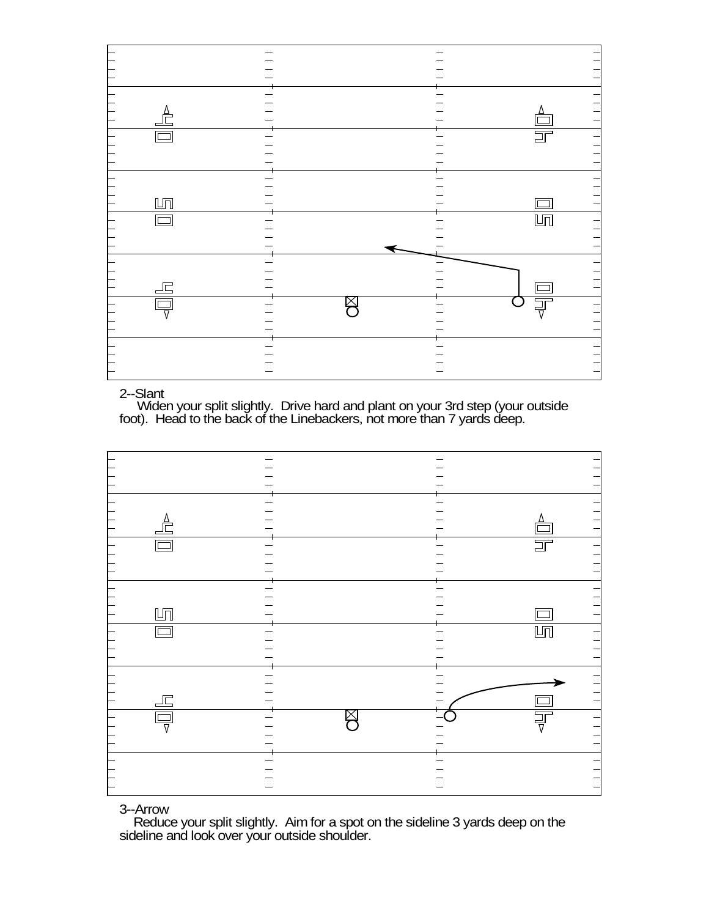2--Slant

Widen your split slightly. Drive hard and plant on your 3rd step (your outside foot). Head to the back of the Linebackers, not more than 7 yards deep.

3--Arrow

Reduce your split slightly. Aim for a spot on the sideline 3 yards deep on the sideline and look over your outside shoulder.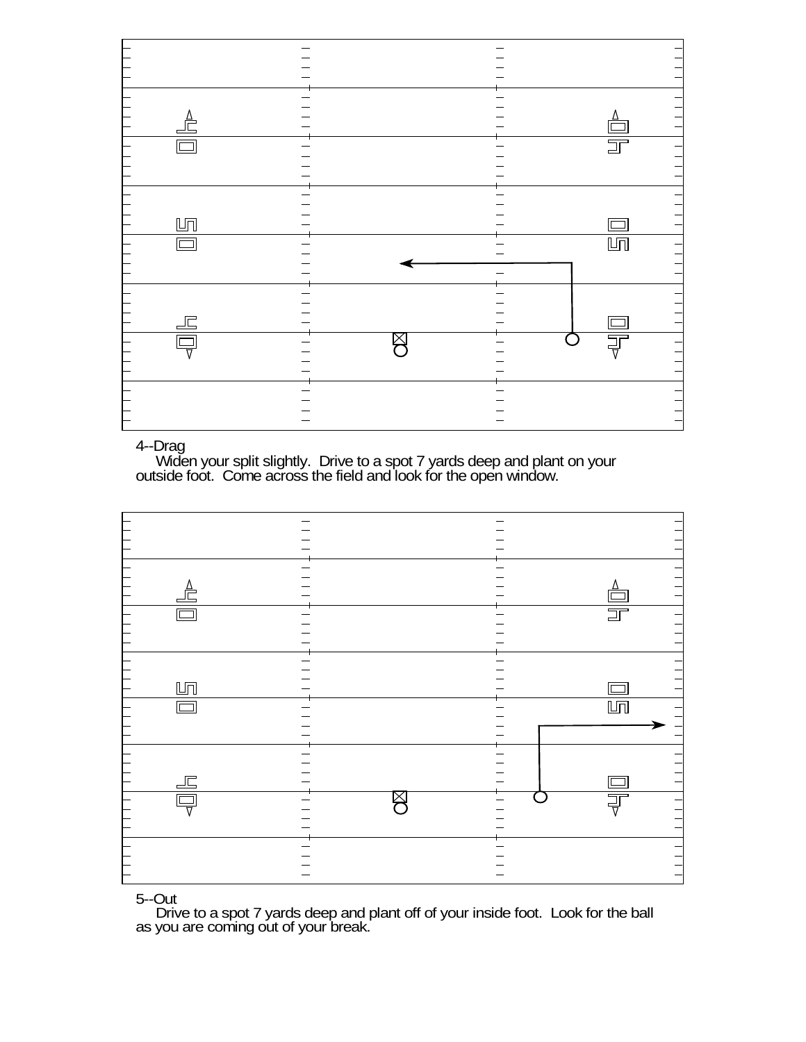4--Drag

Widen your split slightly. Drive to a spot 7 yards deep and plant on your outside foot. Come across the field and look for the open window.

5--Out

Drive to a spot 7 yards deep and plant off of your inside foot. Look for the ball as you are coming out of your break.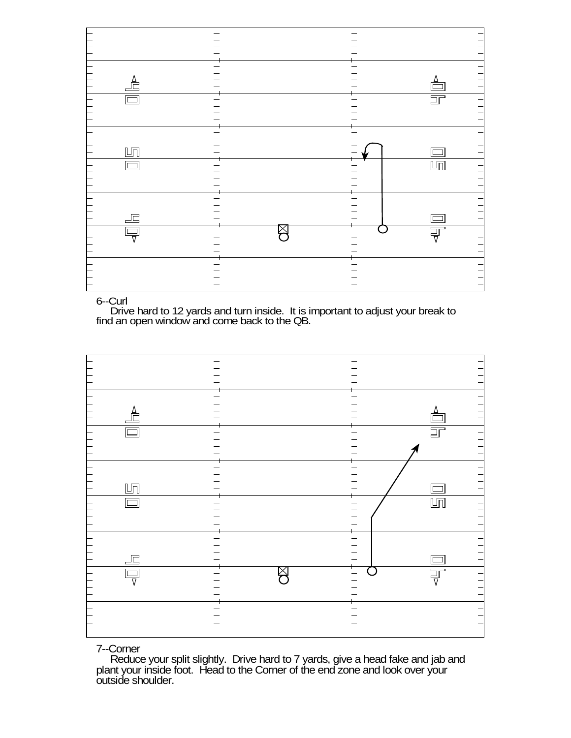6--Curl

Drive hard to 12 yards and turn inside. It is important to adjust your break to find an open window and come back to the QB.

7--Corner

Reduce your split slightly. Drive hard to 7 yards, give a head fake and jab and plant your inside foot. Head to the Corner of the end zone and look over your outside shoulder.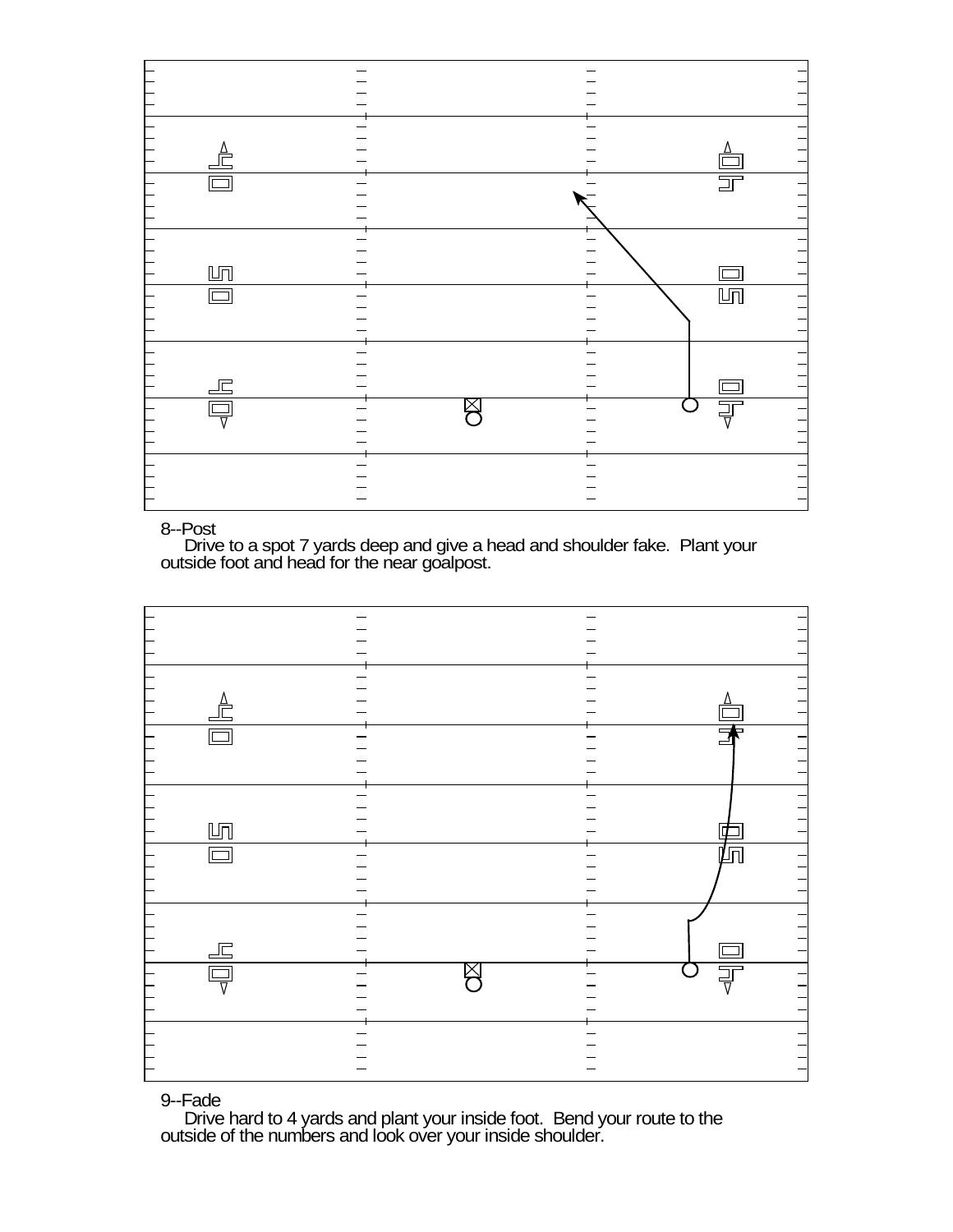8--Post

Drive to a spot 7 yards deep and give a head and shoulder fake. Plant your outside foot and head for the near goalpost.

9--Fade

Drive hard to 4 yards and plant your inside foot. Bend your route to the outside of the numbers and look over your inside shoulder.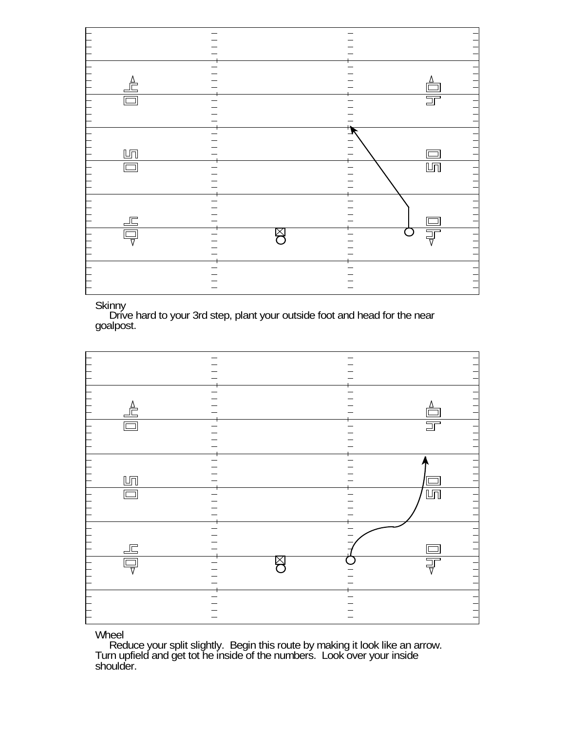Skinny

Drive hard to your 3rd step, plant your outside foot and head for the near goalpost.

Wheel

Reduce your split slightly. Begin this route by making it look like an arrow. Turn upfield and get tot he inside of the numbers. Look over your inside shoulder.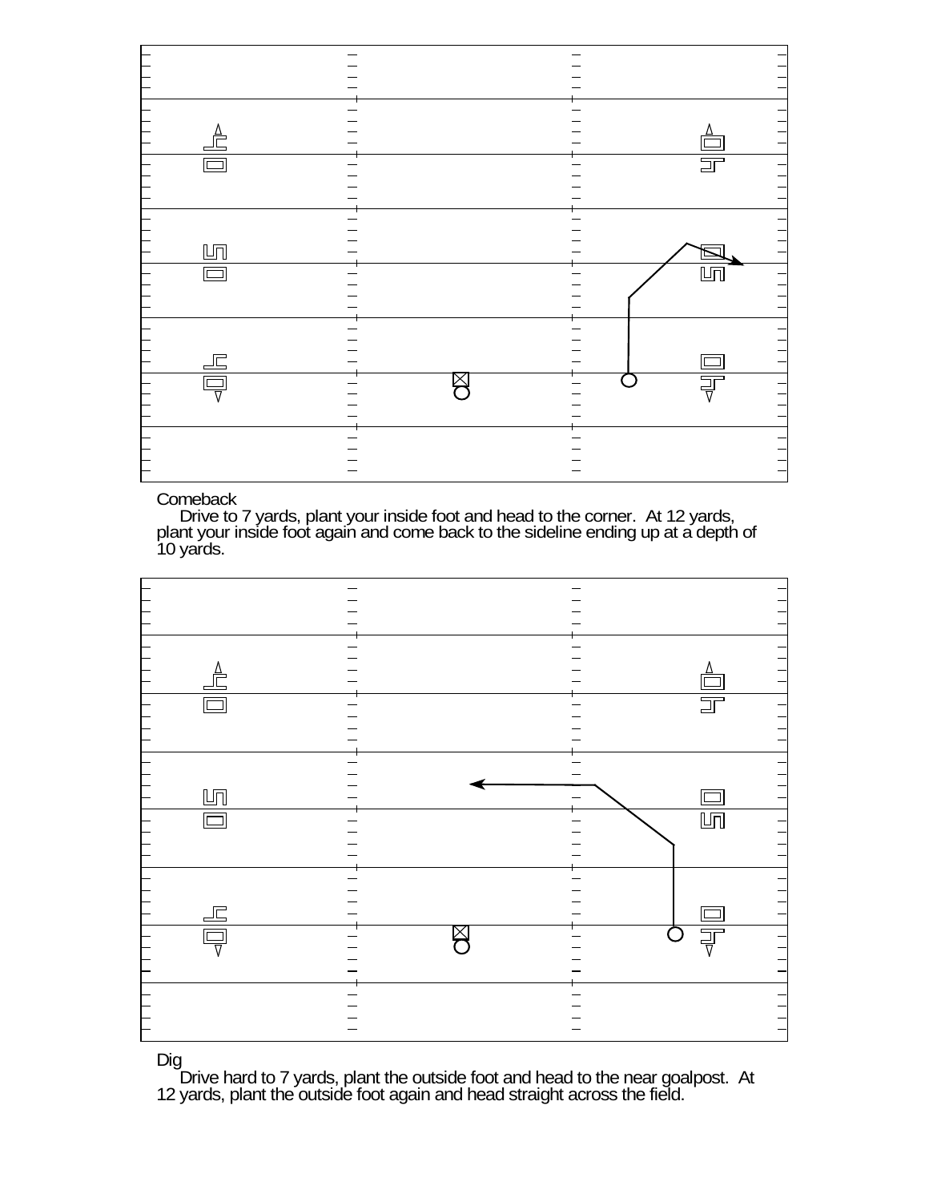Comeback

Drive to 7 yards, plant your inside foot and head to the corner.  At 12 yards, plant your inside foot again and come back to the sideline ending up at a depth of 10 yards.

Dig

Drive hard to 7 yards, plant the outside foot and head to the near goalpost.  At 12 yards, plant the outside foot again and head straight across the field.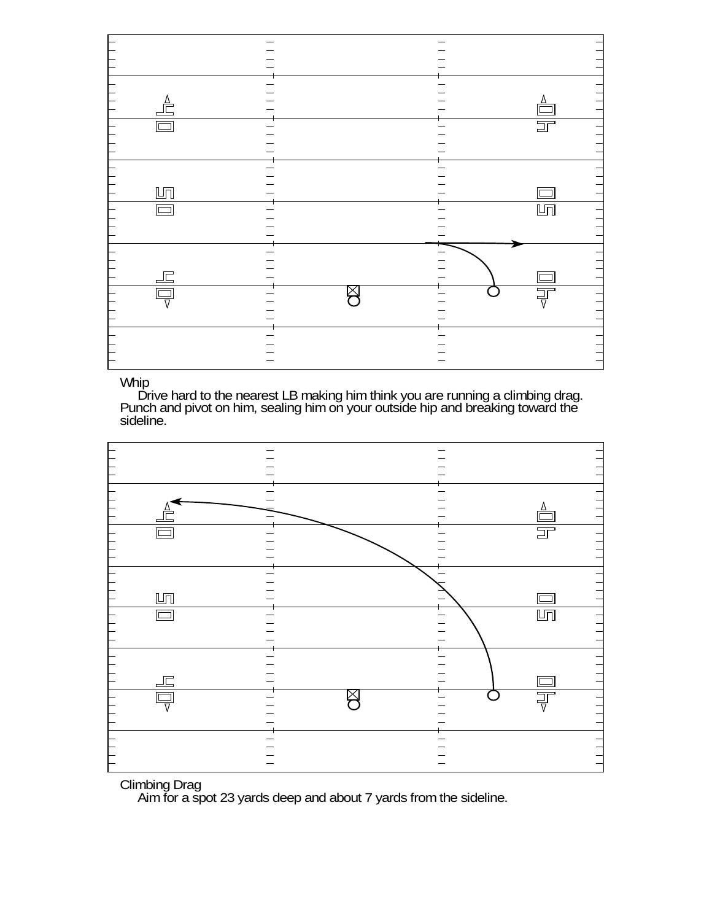Whip

Drive hard to the nearest LB making him think you are running a climbing drag. Punch and pivot on him, sealing him on your outside hip and breaking toward the sideline.

Climbing Drag

Aim for a spot 23 yards deep and about 7 yards from the sideline.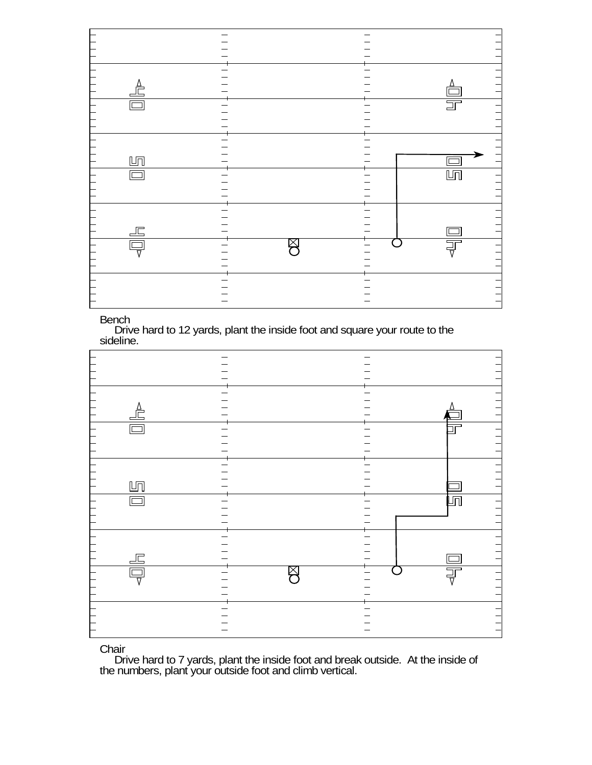Bench

Drive hard to 12 yards, plant the inside foot and square your route to the sideline.

Chair

Drive hard to 7 yards, plant the inside foot and break outside. At the inside of the numbers, plant your outside foot and climb vertical.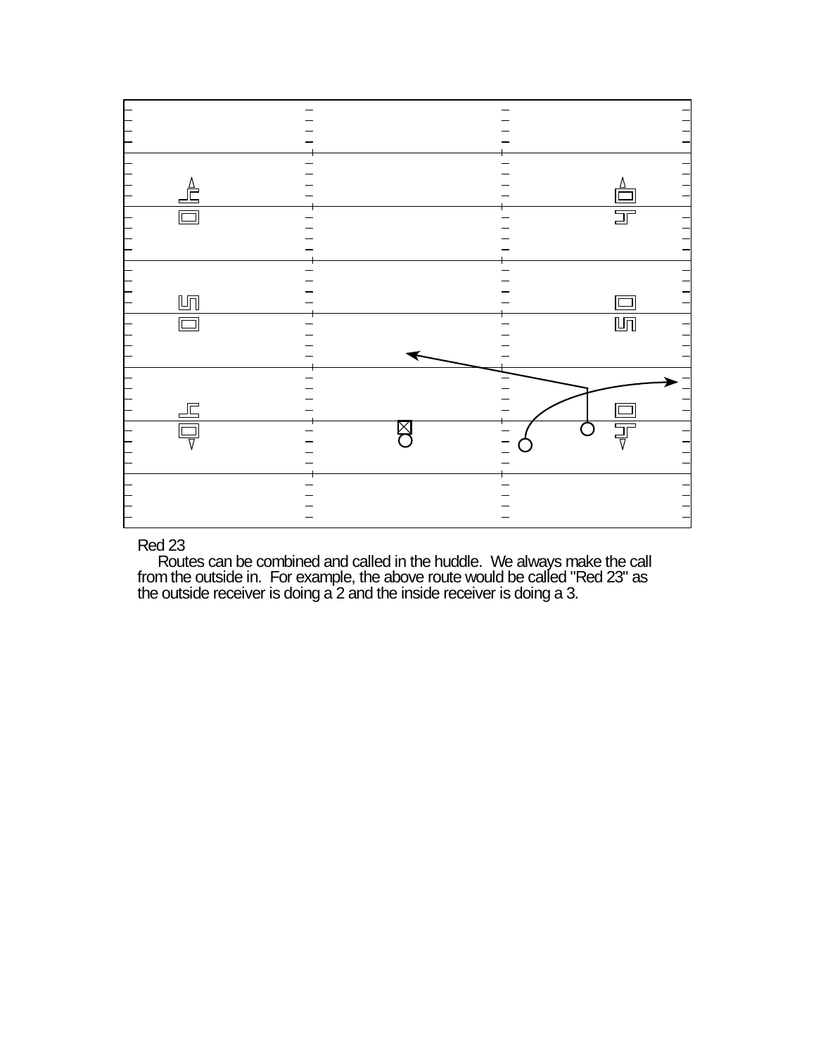Red 23

Routes can be combined and called in the huddle. We always make the call from the outside in. For example, the above route would be called "Red 23" as the outside receiver is doing a 2 and the inside receiver is doing a 3.